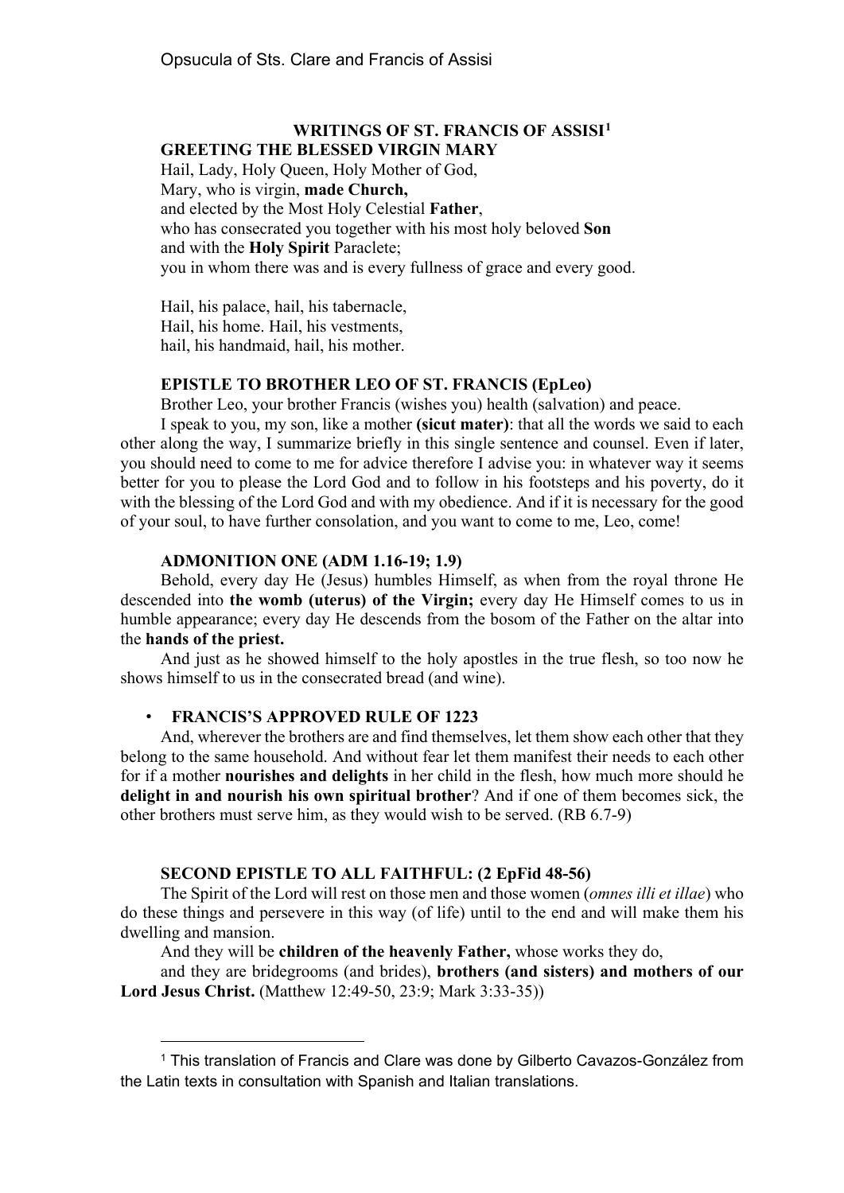## WRITINGS OF ST. FRANCIS OF ASSISI[1]

### GREETING THE BLESSED VIRGIN MARY

Hail, Lady, Holy Queen, Holy Mother of God,
Mary, who is virgin, **made Church,**
and elected by the Most Holy Celestial **Father**,
who has consecrated you together with his most holy beloved **Son**
and with the **Holy Spirit** Paraclete;
you in whom there was and is every fullness of grace and every good.

Hail, his palace, hail, his tabernacle,
Hail, his home. Hail, his vestments,
hail, his handmaid, hail, his mother.

### EPISTLE TO BROTHER LEO OF ST. FRANCIS (EpLeo)

Brother Leo, your brother Francis (wishes you) health (salvation) and peace.

I speak to you, my son, like a mother **(sicut mater)**: that all the words we said to each other along the way, I summarize briefly in this single sentence and counsel. Even if later, you should need to come to me for advice therefore I advise you: in whatever way it seems better for you to please the Lord God and to follow in his footsteps and his poverty, do it with the blessing of the Lord God and with my obedience. And if it is necessary for the good of your soul, to have further consolation, and you want to come to me, Leo, come!

### ADMONITION ONE (ADM 1.16-19; 1.9)

Behold, every day He (Jesus) humbles Himself, as when from the royal throne He descended into **the womb (uterus) of the Virgin;** every day He Himself comes to us in humble appearance; every day He descends from the bosom of the Father on the altar into the **hands of the priest.**

And just as he showed himself to the holy apostles in the true flesh, so too now he shows himself to us in the consecrated bread (and wine).

- ### FRANCIS'S APPROVED RULE OF 1223

And, wherever the brothers are and find themselves, let them show each other that they belong to the same household. And without fear let them manifest their needs to each other for if a mother **nourishes and delights** in her child in the flesh, how much more should he **delight in and nourish his own spiritual brother**? And if one of them becomes sick, the other brothers must serve him, as they would wish to be served. (RB 6.7-9)

### SECOND EPISTLE TO ALL FAITHFUL: (2 EpFid 48-56)

The Spirit of the Lord will rest on those men and those women (*omnes illi et illae*) who do these things and persevere in this way (of life) until to the end and will make them his dwelling and mansion.

And they will be **children of the heavenly Father,** whose works they do,

and they are bridegrooms (and brides), **brothers (and sisters) and mothers of our Lord Jesus Christ.** (Matthew 12:49-50, 23:9; Mark 3:33-35))

---

[1] This translation of Francis and Clare was done by Gilberto Cavazos-González from the Latin texts in consultation with Spanish and Italian translations.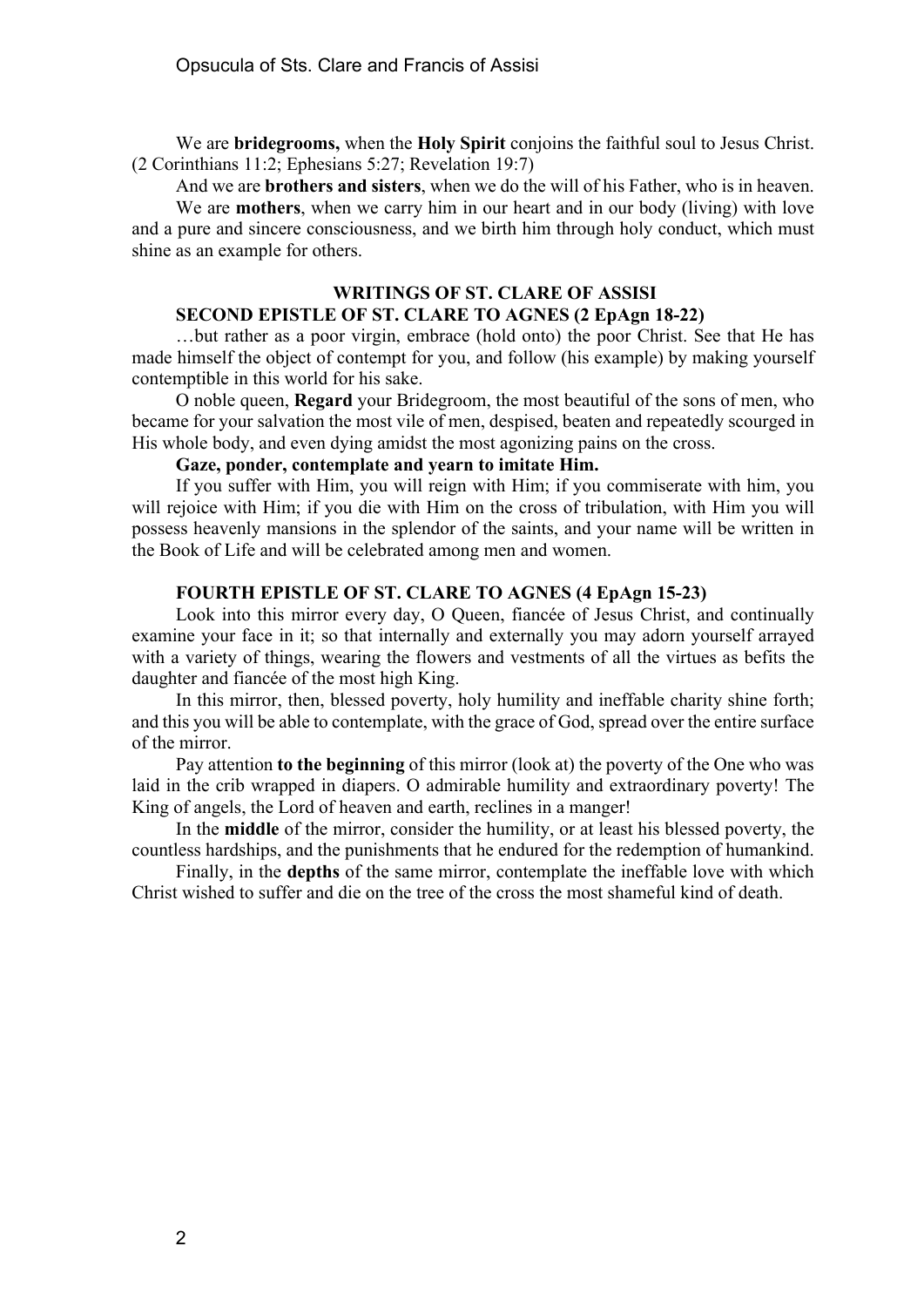We are **bridegrooms,** when the **Holy Spirit** conjoins the faithful soul to Jesus Christ. (2 Corinthians 11:2; Ephesians 5:27; Revelation 19:7)

And we are **brothers and sisters**, when we do the will of his Father, who is in heaven.

We are **mothers**, when we carry him in our heart and in our body (living) with love and a pure and sincere consciousness, and we birth him through holy conduct, which must shine as an example for others.

## WRITINGS OF ST. CLARE OF ASSISI

### SECOND EPISTLE OF ST. CLARE TO AGNES (2 EpAgn 18-22)

…but rather as a poor virgin, embrace (hold onto) the poor Christ. See that He has made himself the object of contempt for you, and follow (his example) by making yourself contemptible in this world for his sake.

O noble queen, **Regard** your Bridegroom, the most beautiful of the sons of men, who became for your salvation the most vile of men, despised, beaten and repeatedly scourged in His whole body, and even dying amidst the most agonizing pains on the cross.

**Gaze, ponder, contemplate and yearn to imitate Him.**

If you suffer with Him, you will reign with Him; if you commiserate with him, you will rejoice with Him; if you die with Him on the cross of tribulation, with Him you will possess heavenly mansions in the splendor of the saints, and your name will be written in the Book of Life and will be celebrated among men and women.

### FOURTH EPISTLE OF ST. CLARE TO AGNES (4 EpAgn 15-23)

Look into this mirror every day, O Queen, fiancée of Jesus Christ, and continually examine your face in it; so that internally and externally you may adorn yourself arrayed with a variety of things, wearing the flowers and vestments of all the virtues as befits the daughter and fiancée of the most high King.

In this mirror, then, blessed poverty, holy humility and ineffable charity shine forth; and this you will be able to contemplate, with the grace of God, spread over the entire surface of the mirror.

Pay attention **to the beginning** of this mirror (look at) the poverty of the One who was laid in the crib wrapped in diapers. O admirable humility and extraordinary poverty! The King of angels, the Lord of heaven and earth, reclines in a manger!

In the **middle** of the mirror, consider the humility, or at least his blessed poverty, the countless hardships, and the punishments that he endured for the redemption of humankind.

Finally, in the **depths** of the same mirror, contemplate the ineffable love with which Christ wished to suffer and die on the tree of the cross the most shameful kind of death.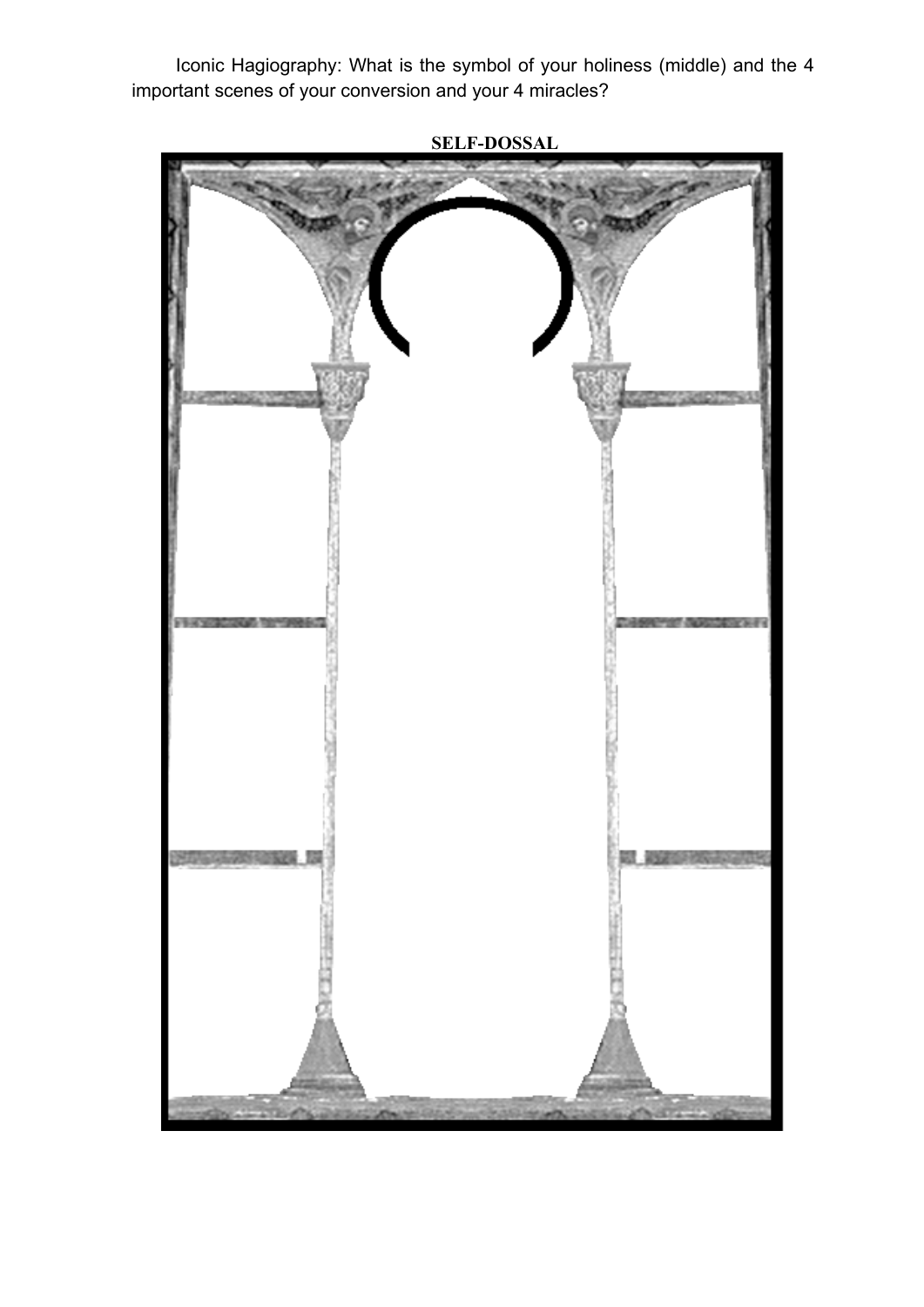Iconic Hagiography: What is the symbol of your holiness (middle) and the 4 important scenes of your conversion and your 4 miracles?

**SELF-DOSSAL**